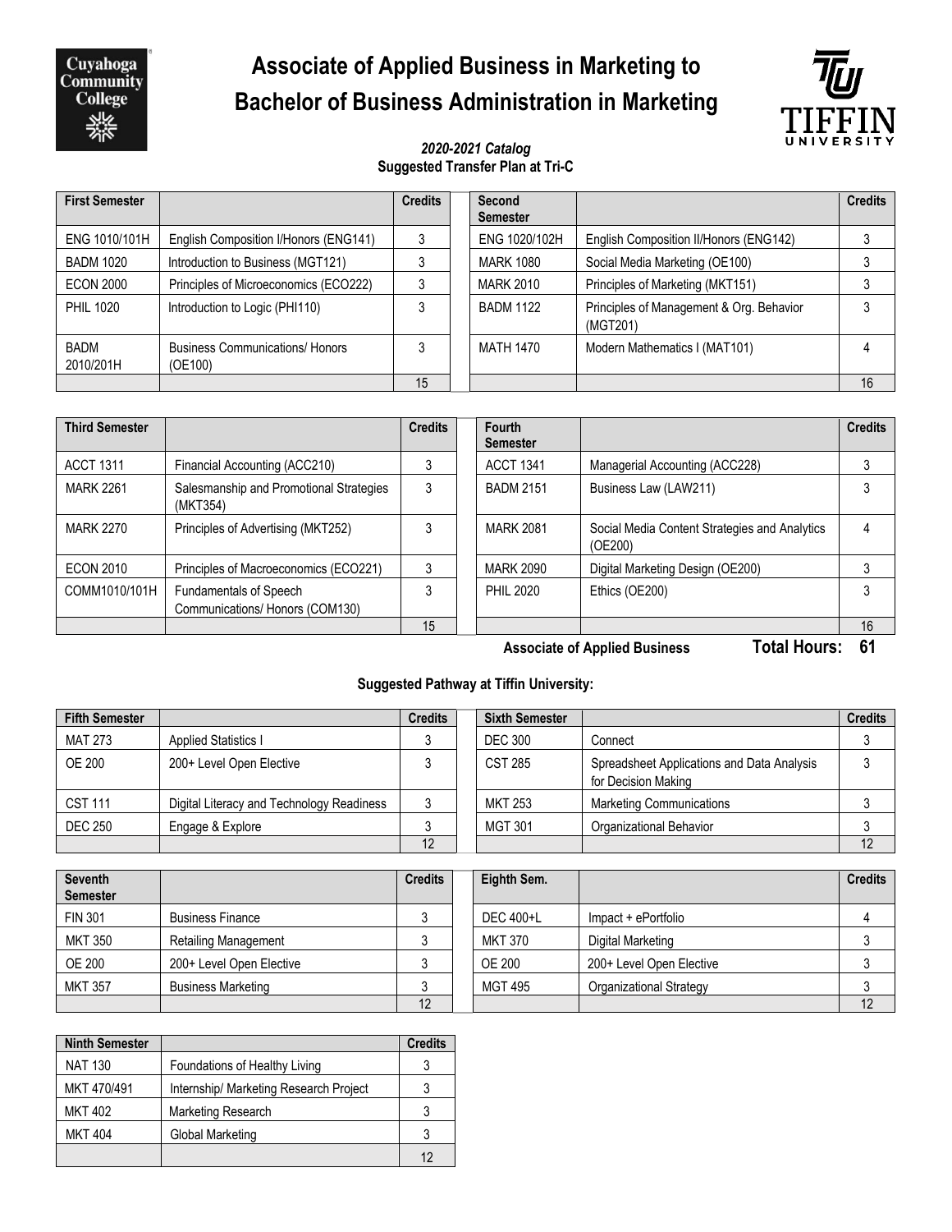# Associate of Applied Business in Marketing to Bachelor of Business Administration in Marketing

***2020-2021 Catalog***

**Suggested Transfer Plan at Tri-C**

| First Semester | | Credits |
|---|---|---|
| ENG 1010/101H | English Composition I/Honors (ENG141) | 3 |
| BADM 1020 | Introduction to Business (MGT121) | 3 |
| ECON 2000 | Principles of Microeconomics (ECO222) | 3 |
| PHIL 1020 | Introduction to Logic (PHI110) | 3 |
| BADM 2010/201H | Business Communications/ Honors (OE100) | 3 |
| | | 15 |

| Second Semester | | Credits |
|---|---|---|
| ENG 1020/102H | English Composition II/Honors (ENG142) | 3 |
| MARK 1080 | Social Media Marketing (OE100) | 3 |
| MARK 2010 | Principles of Marketing (MKT151) | 3 |
| BADM 1122 | Principles of Management & Org. Behavior (MGT201) | 3 |
| MATH 1470 | Modern Mathematics I (MAT101) | 4 |
| | | 16 |

| Third Semester | | Credits |
|---|---|---|
| ACCT 1311 | Financial Accounting (ACC210) | 3 |
| MARK 2261 | Salesmanship and Promotional Strategies (MKT354) | 3 |
| MARK 2270 | Principles of Advertising (MKT252) | 3 |
| ECON 2010 | Principles of Macroeconomics (ECO221) | 3 |
| COMM1010/101H | Fundamentals of Speech Communications/ Honors (COM130) | 3 |
| | | 15 |

| Fourth Semester | | Credits |
|---|---|---|
| ACCT 1341 | Managerial Accounting (ACC228) | 3 |
| BADM 2151 | Business Law (LAW211) | 3 |
| MARK 2081 | Social Media Content Strategies and Analytics (OE200) | 4 |
| MARK 2090 | Digital Marketing Design (OE200) | 3 |
| PHIL 2020 | Ethics (OE200) | 3 |
| | | 16 |

**Associate of Applied Business** **Total Hours: 61**

**Suggested Pathway at Tiffin University:**

| Fifth Semester | | Credits |
|---|---|---|
| MAT 273 | Applied Statistics I | 3 |
| OE 200 | 200+ Level Open Elective | 3 |
| CST 111 | Digital Literacy and Technology Readiness | 3 |
| DEC 250 | Engage & Explore | 3 |
| | | 12 |

| Sixth Semester | | Credits |
|---|---|---|
| DEC 300 | Connect | 3 |
| CST 285 | Spreadsheet Applications and Data Analysis for Decision Making | 3 |
| MKT 253 | Marketing Communications | 3 |
| MGT 301 | Organizational Behavior | 3 |
| | | 12 |

| Seventh Semester | | Credits |
|---|---|---|
| FIN 301 | Business Finance | 3 |
| MKT 350 | Retailing Management | 3 |
| OE 200 | 200+ Level Open Elective | 3 |
| MKT 357 | Business Marketing | 3 |
| | | 12 |

| Eighth Sem. | | Credits |
|---|---|---|
| DEC 400+L | Impact + ePortfolio | 4 |
| MKT 370 | Digital Marketing | 3 |
| OE 200 | 200+ Level Open Elective | 3 |
| MGT 495 | Organizational Strategy | 3 |
| | | 12 |

| Ninth Semester | | Credits |
|---|---|---|
| NAT 130 | Foundations of Healthy Living | 3 |
| MKT 470/491 | Internship/ Marketing Research Project | 3 |
| MKT 402 | Marketing Research | 3 |
| MKT 404 | Global Marketing | 3 |
| | | 12 |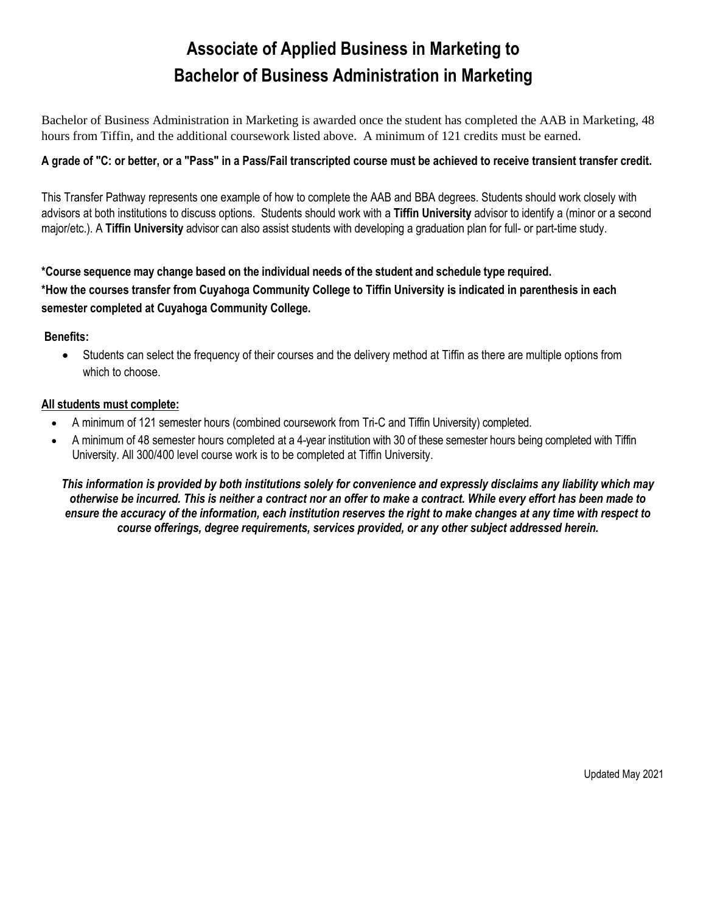# Associate of Applied Business in Marketing to Bachelor of Business Administration in Marketing

Bachelor of Business Administration in Marketing is awarded once the student has completed the AAB in Marketing, 48 hours from Tiffin, and the additional coursework listed above. A minimum of 121 credits must be earned.

**A grade of "C: or better, or a "Pass" in a Pass/Fail transcripted course must be achieved to receive transient transfer credit.**

This Transfer Pathway represents one example of how to complete the AAB and BBA degrees. Students should work closely with advisors at both institutions to discuss options. Students should work with a **Tiffin University** advisor to identify a (minor or a second major/etc.). A **Tiffin University** advisor can also assist students with developing a graduation plan for full- or part-time study.

**\*Course sequence may change based on the individual needs of the student and schedule type required.**
**\*How the courses transfer from Cuyahoga Community College to Tiffin University is indicated in parenthesis in each semester completed at Cuyahoga Community College.**

**Benefits:**

- Students can select the frequency of their courses and the delivery method at Tiffin as there are multiple options from which to choose.

**All students must complete:**

- A minimum of 121 semester hours (combined coursework from Tri-C and Tiffin University) completed.
- A minimum of 48 semester hours completed at a 4-year institution with 30 of these semester hours being completed with Tiffin University. All 300/400 level course work is to be completed at Tiffin University.

***This information is provided by both institutions solely for convenience and expressly disclaims any liability which may otherwise be incurred. This is neither a contract nor an offer to make a contract. While every effort has been made to ensure the accuracy of the information, each institution reserves the right to make changes at any time with respect to course offerings, degree requirements, services provided, or any other subject addressed herein.***

Updated May 2021